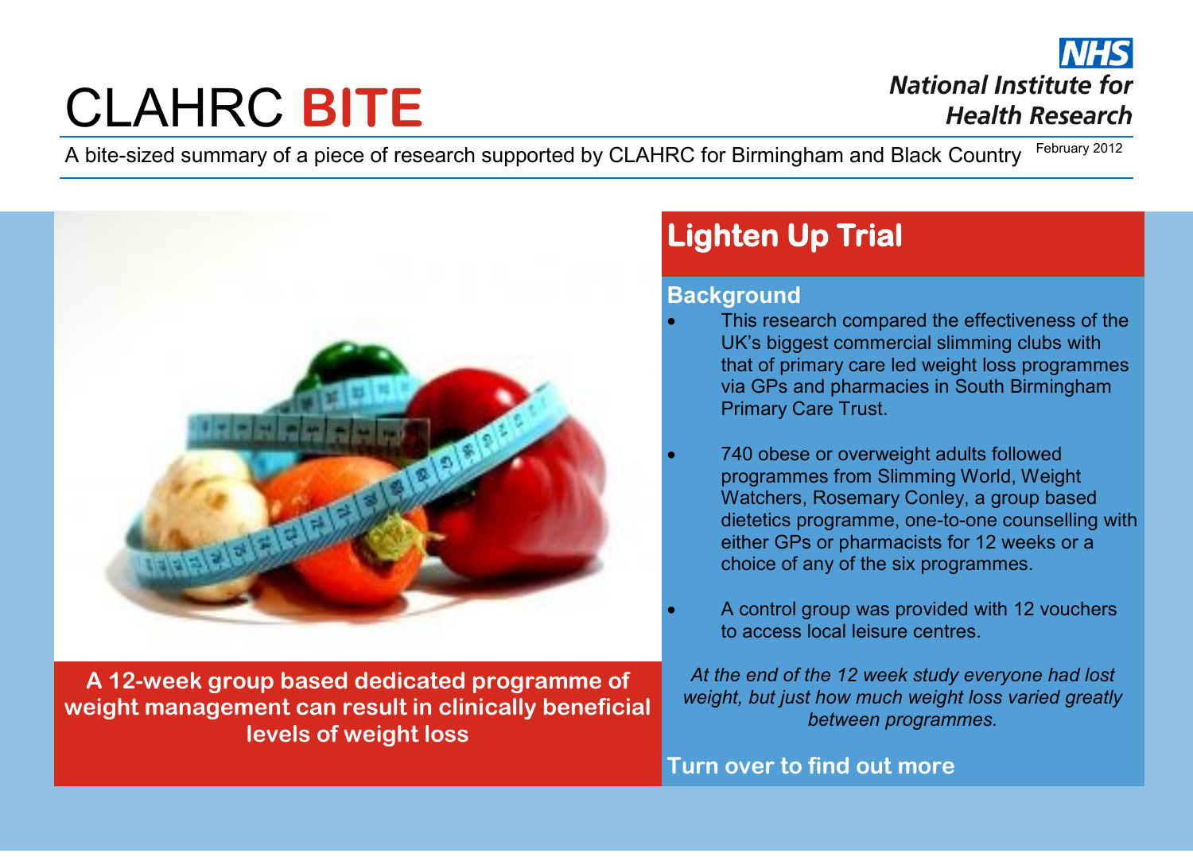# CLAHRC BITE

National Institute for Health Research

A bite-sized summary of a piece of research supported by CLAHRC for Birmingham and Black Country

February 2012

**A 12-week group based dedicated programme of weight management can result in clinically beneficial levels of weight loss**

## Lighten Up Trial

### Background

- This research compared the effectiveness of the UK's biggest commercial slimming clubs with that of primary care led weight loss programmes via GPs and pharmacies in South Birmingham Primary Care Trust.
- 740 obese or overweight adults followed programmes from Slimming World, Weight Watchers, Rosemary Conley, a group based dietetics programme, one-to-one counselling with either GPs or pharmacists for 12 weeks or a choice of any of the six programmes.
- A control group was provided with 12 vouchers to access local leisure centres.

*At the end of the 12 week study everyone had lost weight, but just how much weight loss varied greatly between programmes.*

**Turn over to find out more**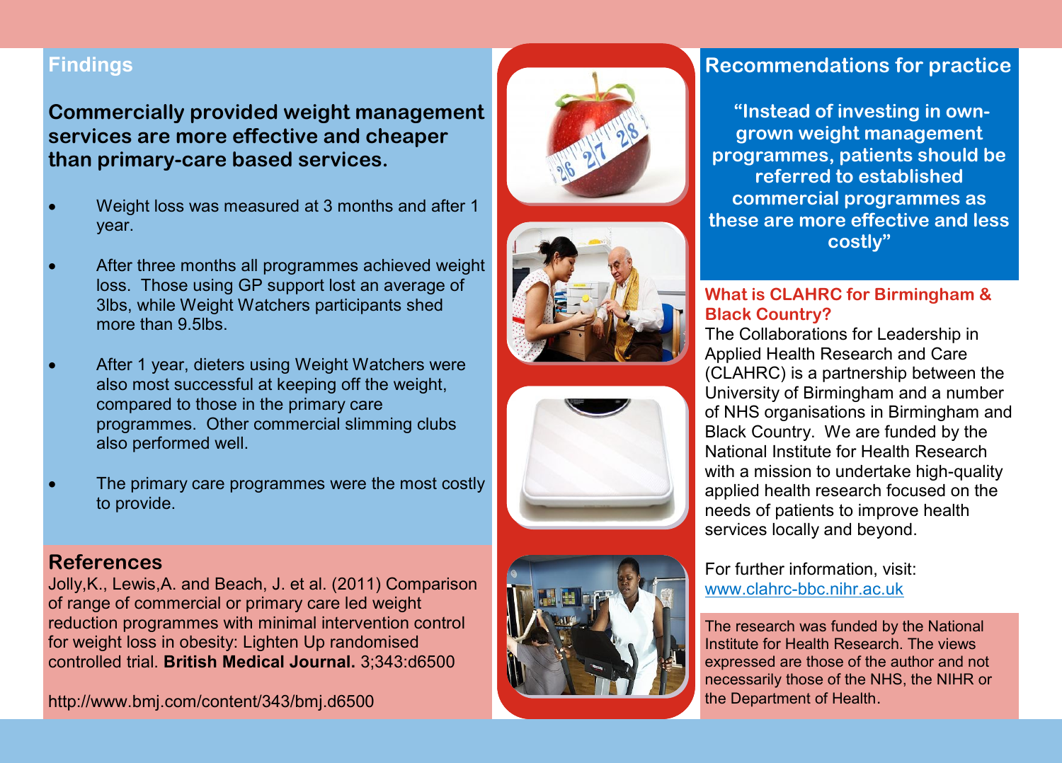## Findings

**Commercially provided weight management services are more effective and cheaper than primary-care based services.**

- Weight loss was measured at 3 months and after 1 year.
- After three months all programmes achieved weight loss. Those using GP support lost an average of 3lbs, while Weight Watchers participants shed more than 9.5lbs.
- After 1 year, dieters using Weight Watchers were also most successful at keeping off the weight, compared to those in the primary care programmes. Other commercial slimming clubs also performed well.
- The primary care programmes were the most costly to provide.

## References

Jolly,K., Lewis,A. and Beach, J. et al. (2011) Comparison of range of commercial or primary care led weight reduction programmes with minimal intervention control for weight loss in obesity: Lighten Up randomised controlled trial. **British Medical Journal.** 3;343:d6500

http://www.bmj.com/content/343/bmj.d6500

## Recommendations for practice

**"Instead of investing in own-grown weight management programmes, patients should be referred to established commercial programmes as these are more effective and less costly"**

### What is CLAHRC for Birmingham & Black Country?

The Collaborations for Leadership in Applied Health Research and Care (CLAHRC) is a partnership between the University of Birmingham and a number of NHS organisations in Birmingham and Black Country. We are funded by the National Institute for Health Research with a mission to undertake high-quality applied health research focused on the needs of patients to improve health services locally and beyond.

For further information, visit:
www.clahrc-bbc.nihr.ac.uk

The research was funded by the National Institute for Health Research. The views expressed are those of the author and not necessarily those of the NHS, the NIHR or the Department of Health.